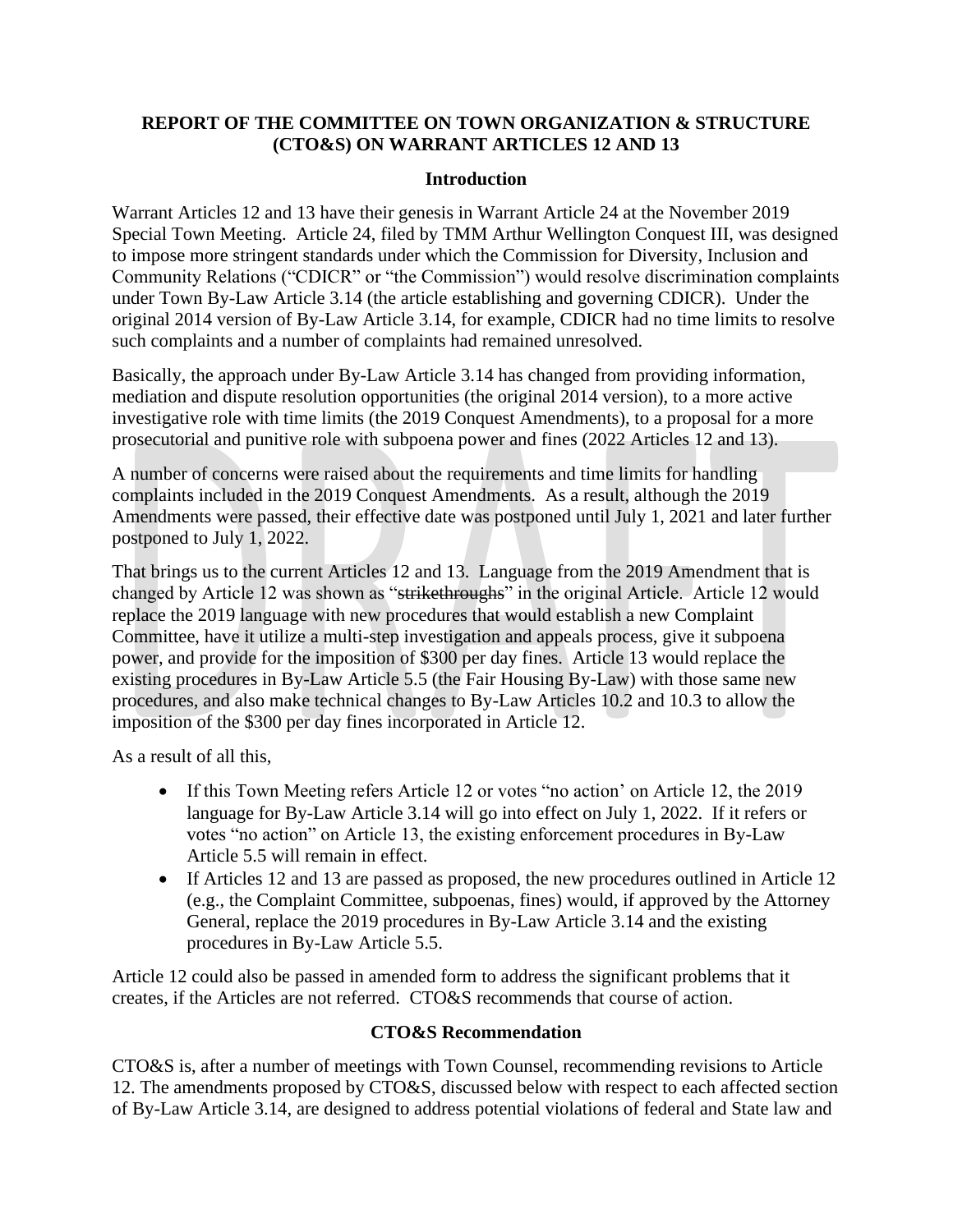**REPORT OF THE COMMITTEE ON TOWN ORGANIZATION & STRUCTURE (CTO&S) ON WARRANT ARTICLES 12 AND 13**

**Introduction**

Warrant Articles 12 and 13 have their genesis in Warrant Article 24 at the November 2019 Special Town Meeting. Article 24, filed by TMM Arthur Wellington Conquest III, was designed to impose more stringent standards under which the Commission for Diversity, Inclusion and Community Relations ("CDICR" or "the Commission") would resolve discrimination complaints under Town By-Law Article 3.14 (the article establishing and governing CDICR). Under the original 2014 version of By-Law Article 3.14, for example, CDICR had no time limits to resolve such complaints and a number of complaints had remained unresolved.

Basically, the approach under By-Law Article 3.14 has changed from providing information, mediation and dispute resolution opportunities (the original 2014 version), to a more active investigative role with time limits (the 2019 Conquest Amendments), to a proposal for a more prosecutorial and punitive role with subpoena power and fines (2022 Articles 12 and 13).

A number of concerns were raised about the requirements and time limits for handling complaints included in the 2019 Conquest Amendments. As a result, although the 2019 Amendments were passed, their effective date was postponed until July 1, 2021 and later further postponed to July 1, 2022.

That brings us to the current Articles 12 and 13. Language from the 2019 Amendment that is changed by Article 12 was shown as "~~strikethroughs~~" in the original Article. Article 12 would replace the 2019 language with new procedures that would establish a new Complaint Committee, have it utilize a multi-step investigation and appeals process, give it subpoena power, and provide for the imposition of $300 per day fines. Article 13 would replace the existing procedures in By-Law Article 5.5 (the Fair Housing By-Law) with those same new procedures, and also make technical changes to By-Law Articles 10.2 and 10.3 to allow the imposition of the $300 per day fines incorporated in Article 12.

As a result of all this,

- If this Town Meeting refers Article 12 or votes "no action' on Article 12, the 2019 language for By-Law Article 3.14 will go into effect on July 1, 2022. If it refers or votes "no action" on Article 13, the existing enforcement procedures in By-Law Article 5.5 will remain in effect.
- If Articles 12 and 13 are passed as proposed, the new procedures outlined in Article 12 (e.g., the Complaint Committee, subpoenas, fines) would, if approved by the Attorney General, replace the 2019 procedures in By-Law Article 3.14 and the existing procedures in By-Law Article 5.5.

Article 12 could also be passed in amended form to address the significant problems that it creates, if the Articles are not referred. CTO&S recommends that course of action.

**CTO&S Recommendation**

CTO&S is, after a number of meetings with Town Counsel, recommending revisions to Article 12. The amendments proposed by CTO&S, discussed below with respect to each affected section of By-Law Article 3.14, are designed to address potential violations of federal and State law and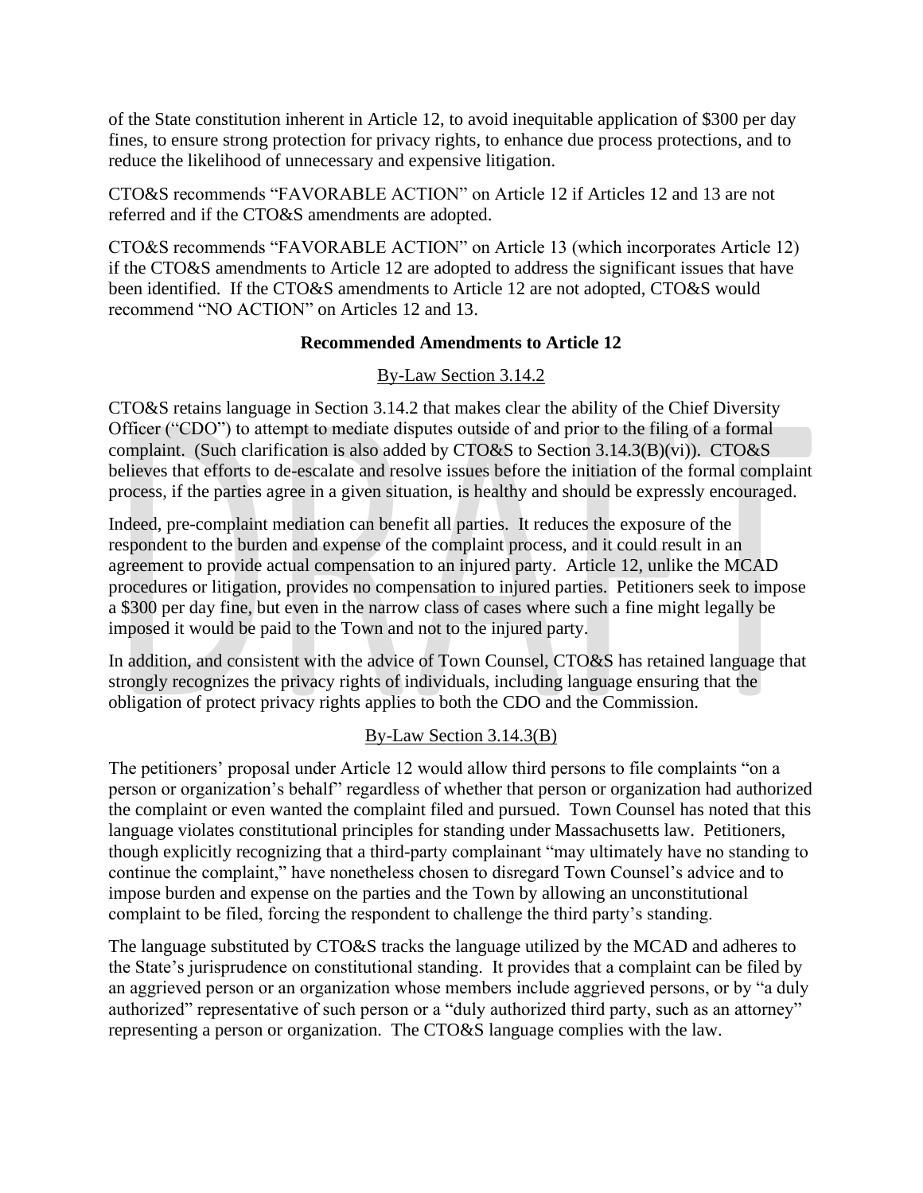of the State constitution inherent in Article 12, to avoid inequitable application of $300 per day fines, to ensure strong protection for privacy rights, to enhance due process protections, and to reduce the likelihood of unnecessary and expensive litigation.

CTO&S recommends "FAVORABLE ACTION" on Article 12 if Articles 12 and 13 are not referred and if the CTO&S amendments are adopted.

CTO&S recommends "FAVORABLE ACTION" on Article 13 (which incorporates Article 12) if the CTO&S amendments to Article 12 are adopted to address the significant issues that have been identified. If the CTO&S amendments to Article 12 are not adopted, CTO&S would recommend "NO ACTION" on Articles 12 and 13.

## Recommended Amendments to Article 12

### By-Law Section 3.14.2

CTO&S retains language in Section 3.14.2 that makes clear the ability of the Chief Diversity Officer ("CDO") to attempt to mediate disputes outside of and prior to the filing of a formal complaint. (Such clarification is also added by CTO&S to Section 3.14.3(B)(vi)). CTO&S believes that efforts to de-escalate and resolve issues before the initiation of the formal complaint process, if the parties agree in a given situation, is healthy and should be expressly encouraged.

Indeed, pre-complaint mediation can benefit all parties. It reduces the exposure of the respondent to the burden and expense of the complaint process, and it could result in an agreement to provide actual compensation to an injured party. Article 12, unlike the MCAD procedures or litigation, provides no compensation to injured parties. Petitioners seek to impose a $300 per day fine, but even in the narrow class of cases where such a fine might legally be imposed it would be paid to the Town and not to the injured party.

In addition, and consistent with the advice of Town Counsel, CTO&S has retained language that strongly recognizes the privacy rights of individuals, including language ensuring that the obligation of protect privacy rights applies to both the CDO and the Commission.

### By-Law Section 3.14.3(B)

The petitioners' proposal under Article 12 would allow third persons to file complaints "on a person or organization's behalf" regardless of whether that person or organization had authorized the complaint or even wanted the complaint filed and pursued. Town Counsel has noted that this language violates constitutional principles for standing under Massachusetts law. Petitioners, though explicitly recognizing that a third-party complainant "may ultimately have no standing to continue the complaint," have nonetheless chosen to disregard Town Counsel's advice and to impose burden and expense on the parties and the Town by allowing an unconstitutional complaint to be filed, forcing the respondent to challenge the third party's standing.

The language substituted by CTO&S tracks the language utilized by the MCAD and adheres to the State's jurisprudence on constitutional standing. It provides that a complaint can be filed by an aggrieved person or an organization whose members include aggrieved persons, or by "a duly authorized" representative of such person or a "duly authorized third party, such as an attorney" representing a person or organization. The CTO&S language complies with the law.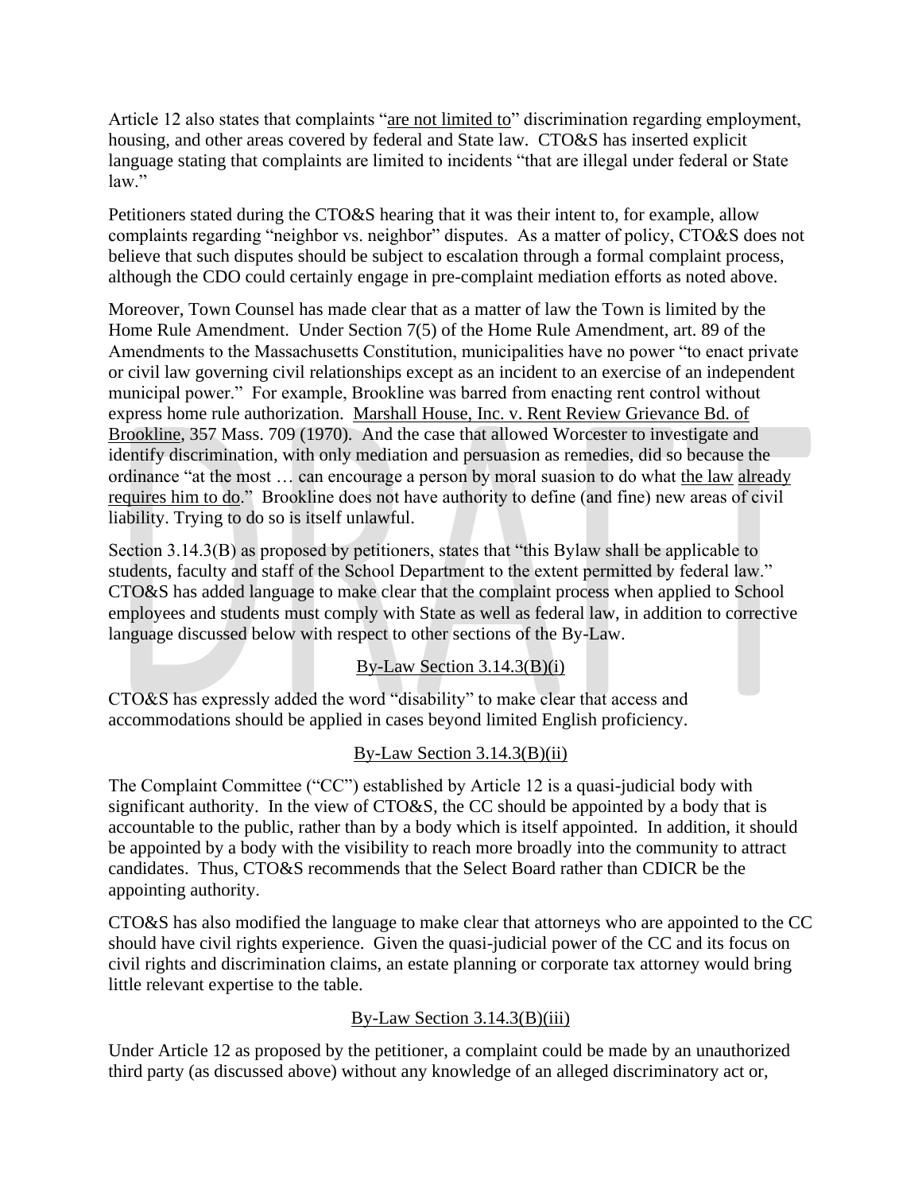Article 12 also states that complaints "<u>are not limited to</u>" discrimination regarding employment, housing, and other areas covered by federal and State law. CTO&S has inserted explicit language stating that complaints are limited to incidents "that are illegal under federal or State law."

Petitioners stated during the CTO&S hearing that it was their intent to, for example, allow complaints regarding "neighbor vs. neighbor" disputes. As a matter of policy, CTO&S does not believe that such disputes should be subject to escalation through a formal complaint process, although the CDO could certainly engage in pre-complaint mediation efforts as noted above.

Moreover, Town Counsel has made clear that as a matter of law the Town is limited by the Home Rule Amendment. Under Section 7(5) of the Home Rule Amendment, art. 89 of the Amendments to the Massachusetts Constitution, municipalities have no power "to enact private or civil law governing civil relationships except as an incident to an exercise of an independent municipal power." For example, Brookline was barred from enacting rent control without express home rule authorization. <u>Marshall House, Inc. v. Rent Review Grievance Bd. of Brookline</u>, 357 Mass. 709 (1970). And the case that allowed Worcester to investigate and identify discrimination, with only mediation and persuasion as remedies, did so because the ordinance "at the most … can encourage a person by moral suasion to do what <u>the law already requires him to do</u>." Brookline does not have authority to define (and fine) new areas of civil liability. Trying to do so is itself unlawful.

Section 3.14.3(B) as proposed by petitioners, states that "this Bylaw shall be applicable to students, faculty and staff of the School Department to the extent permitted by federal law." CTO&S has added language to make clear that the complaint process when applied to School employees and students must comply with State as well as federal law, in addition to corrective language discussed below with respect to other sections of the By-Law.

<u>By-Law Section 3.14.3(B)(i)</u>

CTO&S has expressly added the word "disability" to make clear that access and accommodations should be applied in cases beyond limited English proficiency.

<u>By-Law Section 3.14.3(B)(ii)</u>

The Complaint Committee ("CC") established by Article 12 is a quasi-judicial body with significant authority. In the view of CTO&S, the CC should be appointed by a body that is accountable to the public, rather than by a body which is itself appointed. In addition, it should be appointed by a body with the visibility to reach more broadly into the community to attract candidates. Thus, CTO&S recommends that the Select Board rather than CDICR be the appointing authority.

CTO&S has also modified the language to make clear that attorneys who are appointed to the CC should have civil rights experience. Given the quasi-judicial power of the CC and its focus on civil rights and discrimination claims, an estate planning or corporate tax attorney would bring little relevant expertise to the table.

<u>By-Law Section 3.14.3(B)(iii)</u>

Under Article 12 as proposed by the petitioner, a complaint could be made by an unauthorized third party (as discussed above) without any knowledge of an alleged discriminatory act or,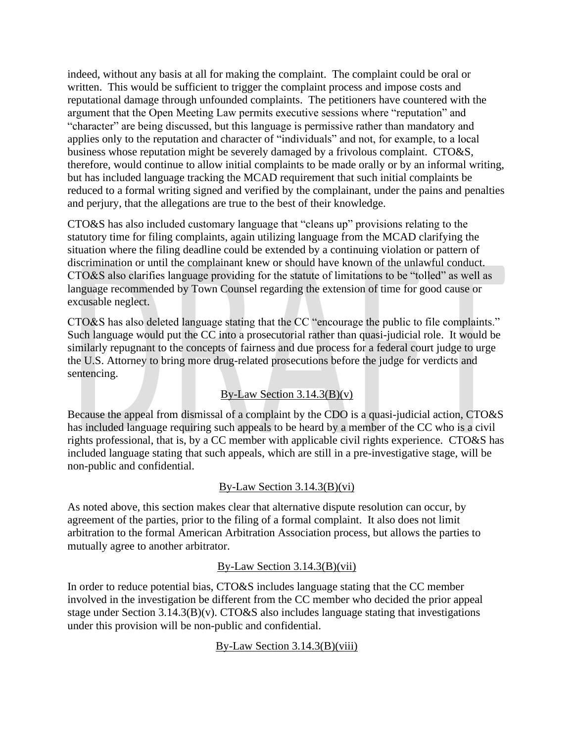indeed, without any basis at all for making the complaint. The complaint could be oral or written. This would be sufficient to trigger the complaint process and impose costs and reputational damage through unfounded complaints. The petitioners have countered with the argument that the Open Meeting Law permits executive sessions where "reputation" and "character" are being discussed, but this language is permissive rather than mandatory and applies only to the reputation and character of "individuals" and not, for example, to a local business whose reputation might be severely damaged by a frivolous complaint. CTO&S, therefore, would continue to allow initial complaints to be made orally or by an informal writing, but has included language tracking the MCAD requirement that such initial complaints be reduced to a formal writing signed and verified by the complainant, under the pains and penalties and perjury, that the allegations are true to the best of their knowledge.

CTO&S has also included customary language that "cleans up" provisions relating to the statutory time for filing complaints, again utilizing language from the MCAD clarifying the situation where the filing deadline could be extended by a continuing violation or pattern of discrimination or until the complainant knew or should have known of the unlawful conduct. CTO&S also clarifies language providing for the statute of limitations to be "tolled" as well as language recommended by Town Counsel regarding the extension of time for good cause or excusable neglect.

CTO&S has also deleted language stating that the CC "encourage the public to file complaints." Such language would put the CC into a prosecutorial rather than quasi-judicial role. It would be similarly repugnant to the concepts of fairness and due process for a federal court judge to urge the U.S. Attorney to bring more drug-related prosecutions before the judge for verdicts and sentencing.

<u>By-Law Section 3.14.3(B)(v)</u>

Because the appeal from dismissal of a complaint by the CDO is a quasi-judicial action, CTO&S has included language requiring such appeals to be heard by a member of the CC who is a civil rights professional, that is, by a CC member with applicable civil rights experience. CTO&S has included language stating that such appeals, which are still in a pre-investigative stage, will be non-public and confidential.

<u>By-Law Section 3.14.3(B)(vi)</u>

As noted above, this section makes clear that alternative dispute resolution can occur, by agreement of the parties, prior to the filing of a formal complaint. It also does not limit arbitration to the formal American Arbitration Association process, but allows the parties to mutually agree to another arbitrator.

<u>By-Law Section 3.14.3(B)(vii)</u>

In order to reduce potential bias, CTO&S includes language stating that the CC member involved in the investigation be different from the CC member who decided the prior appeal stage under Section 3.14.3(B)(v). CTO&S also includes language stating that investigations under this provision will be non-public and confidential.

<u>By-Law Section 3.14.3(B)(viii)</u>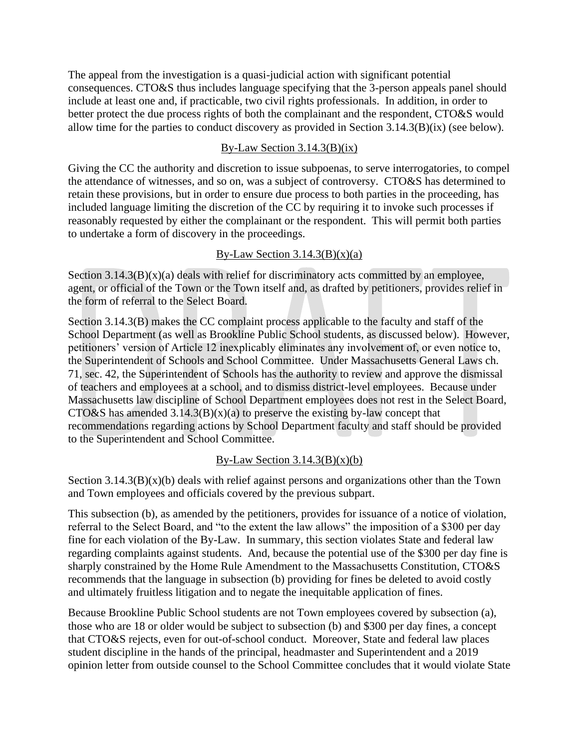The appeal from the investigation is a quasi-judicial action with significant potential consequences. CTO&S thus includes language specifying that the 3-person appeals panel should include at least one and, if practicable, two civil rights professionals. In addition, in order to better protect the due process rights of both the complainant and the respondent, CTO&S would allow time for the parties to conduct discovery as provided in Section 3.14.3(B)(ix) (see below).

<u>By-Law Section 3.14.3(B)(ix)</u>

Giving the CC the authority and discretion to issue subpoenas, to serve interrogatories, to compel the attendance of witnesses, and so on, was a subject of controversy. CTO&S has determined to retain these provisions, but in order to ensure due process to both parties in the proceeding, has included language limiting the discretion of the CC by requiring it to invoke such processes if reasonably requested by either the complainant or the respondent. This will permit both parties to undertake a form of discovery in the proceedings.

<u>By-Law Section 3.14.3(B)(x)(a)</u>

Section 3.14.3(B)(x)(a) deals with relief for discriminatory acts committed by an employee, agent, or official of the Town or the Town itself and, as drafted by petitioners, provides relief in the form of referral to the Select Board.

Section 3.14.3(B) makes the CC complaint process applicable to the faculty and staff of the School Department (as well as Brookline Public School students, as discussed below). However, petitioners' version of Article 12 inexplicably eliminates any involvement of, or even notice to, the Superintendent of Schools and School Committee. Under Massachusetts General Laws ch. 71, sec. 42, the Superintendent of Schools has the authority to review and approve the dismissal of teachers and employees at a school, and to dismiss district-level employees. Because under Massachusetts law discipline of School Department employees does not rest in the Select Board, CTO&S has amended 3.14.3(B)(x)(a) to preserve the existing by-law concept that recommendations regarding actions by School Department faculty and staff should be provided to the Superintendent and School Committee.

<u>By-Law Section 3.14.3(B)(x)(b)</u>

Section 3.14.3(B)(x)(b) deals with relief against persons and organizations other than the Town and Town employees and officials covered by the previous subpart.

This subsection (b), as amended by the petitioners, provides for issuance of a notice of violation, referral to the Select Board, and "to the extent the law allows" the imposition of a $300 per day fine for each violation of the By-Law. In summary, this section violates State and federal law regarding complaints against students. And, because the potential use of the $300 per day fine is sharply constrained by the Home Rule Amendment to the Massachusetts Constitution, CTO&S recommends that the language in subsection (b) providing for fines be deleted to avoid costly and ultimately fruitless litigation and to negate the inequitable application of fines.

Because Brookline Public School students are not Town employees covered by subsection (a), those who are 18 or older would be subject to subsection (b) and $300 per day fines, a concept that CTO&S rejects, even for out-of-school conduct. Moreover, State and federal law places student discipline in the hands of the principal, headmaster and Superintendent and a 2019 opinion letter from outside counsel to the School Committee concludes that it would violate State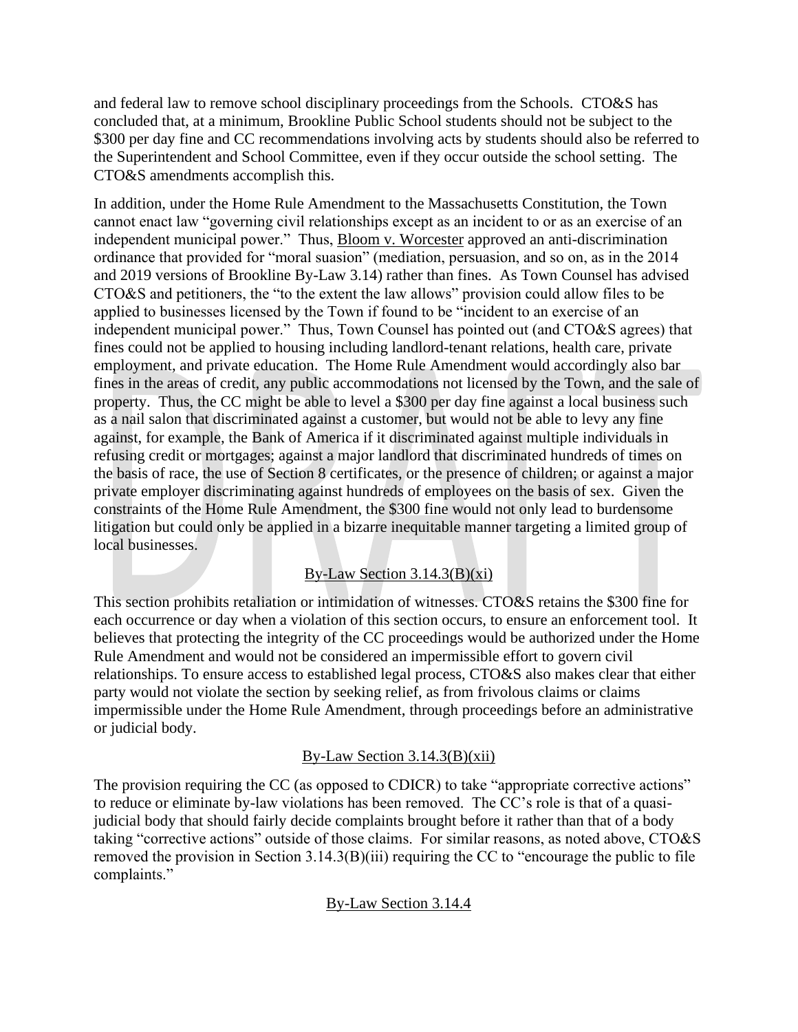and federal law to remove school disciplinary proceedings from the Schools. CTO&S has concluded that, at a minimum, Brookline Public School students should not be subject to the $300 per day fine and CC recommendations involving acts by students should also be referred to the Superintendent and School Committee, even if they occur outside the school setting. The CTO&S amendments accomplish this.

In addition, under the Home Rule Amendment to the Massachusetts Constitution, the Town cannot enact law "governing civil relationships except as an incident to or as an exercise of an independent municipal power." Thus, Bloom v. Worcester approved an anti-discrimination ordinance that provided for "moral suasion" (mediation, persuasion, and so on, as in the 2014 and 2019 versions of Brookline By-Law 3.14) rather than fines. As Town Counsel has advised CTO&S and petitioners, the "to the extent the law allows" provision could allow files to be applied to businesses licensed by the Town if found to be "incident to an exercise of an independent municipal power." Thus, Town Counsel has pointed out (and CTO&S agrees) that fines could not be applied to housing including landlord-tenant relations, health care, private employment, and private education. The Home Rule Amendment would accordingly also bar fines in the areas of credit, any public accommodations not licensed by the Town, and the sale of property. Thus, the CC might be able to level a $300 per day fine against a local business such as a nail salon that discriminated against a customer, but would not be able to levy any fine against, for example, the Bank of America if it discriminated against multiple individuals in refusing credit or mortgages; against a major landlord that discriminated hundreds of times on the basis of race, the use of Section 8 certificates, or the presence of children; or against a major private employer discriminating against hundreds of employees on the basis of sex. Given the constraints of the Home Rule Amendment, the $300 fine would not only lead to burdensome litigation but could only be applied in a bizarre inequitable manner targeting a limited group of local businesses.

## By-Law Section 3.14.3(B)(xi)

This section prohibits retaliation or intimidation of witnesses. CTO&S retains the $300 fine for each occurrence or day when a violation of this section occurs, to ensure an enforcement tool. It believes that protecting the integrity of the CC proceedings would be authorized under the Home Rule Amendment and would not be considered an impermissible effort to govern civil relationships. To ensure access to established legal process, CTO&S also makes clear that either party would not violate the section by seeking relief, as from frivolous claims or claims impermissible under the Home Rule Amendment, through proceedings before an administrative or judicial body.

## By-Law Section 3.14.3(B)(xii)

The provision requiring the CC (as opposed to CDICR) to take "appropriate corrective actions" to reduce or eliminate by-law violations has been removed. The CC's role is that of a quasi-judicial body that should fairly decide complaints brought before it rather than that of a body taking "corrective actions" outside of those claims. For similar reasons, as noted above, CTO&S removed the provision in Section 3.14.3(B)(iii) requiring the CC to "encourage the public to file complaints."

## By-Law Section 3.14.4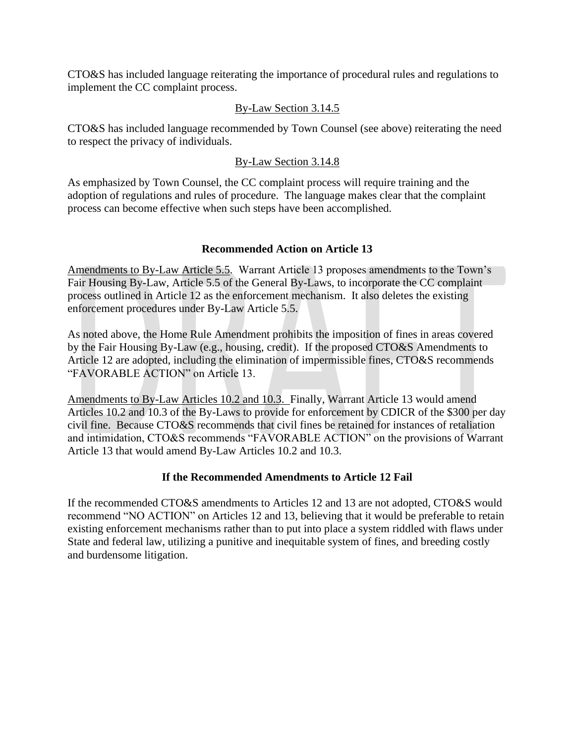CTO&S has included language reiterating the importance of procedural rules and regulations to implement the CC complaint process.

By-Law Section 3.14.5

CTO&S has included language recommended by Town Counsel (see above) reiterating the need to respect the privacy of individuals.

By-Law Section 3.14.8

As emphasized by Town Counsel, the CC complaint process will require training and the adoption of regulations and rules of procedure. The language makes clear that the complaint process can become effective when such steps have been accomplished.

### Recommended Action on Article 13

Amendments to By-Law Article 5.5. Warrant Article 13 proposes amendments to the Town's Fair Housing By-Law, Article 5.5 of the General By-Laws, to incorporate the CC complaint process outlined in Article 12 as the enforcement mechanism. It also deletes the existing enforcement procedures under By-Law Article 5.5.

As noted above, the Home Rule Amendment prohibits the imposition of fines in areas covered by the Fair Housing By-Law (e.g., housing, credit). If the proposed CTO&S Amendments to Article 12 are adopted, including the elimination of impermissible fines, CTO&S recommends "FAVORABLE ACTION" on Article 13.

Amendments to By-Law Articles 10.2 and 10.3. Finally, Warrant Article 13 would amend Articles 10.2 and 10.3 of the By-Laws to provide for enforcement by CDICR of the $300 per day civil fine. Because CTO&S recommends that civil fines be retained for instances of retaliation and intimidation, CTO&S recommends "FAVORABLE ACTION" on the provisions of Warrant Article 13 that would amend By-Law Articles 10.2 and 10.3.

### If the Recommended Amendments to Article 12 Fail

If the recommended CTO&S amendments to Articles 12 and 13 are not adopted, CTO&S would recommend "NO ACTION" on Articles 12 and 13, believing that it would be preferable to retain existing enforcement mechanisms rather than to put into place a system riddled with flaws under State and federal law, utilizing a punitive and inequitable system of fines, and breeding costly and burdensome litigation.